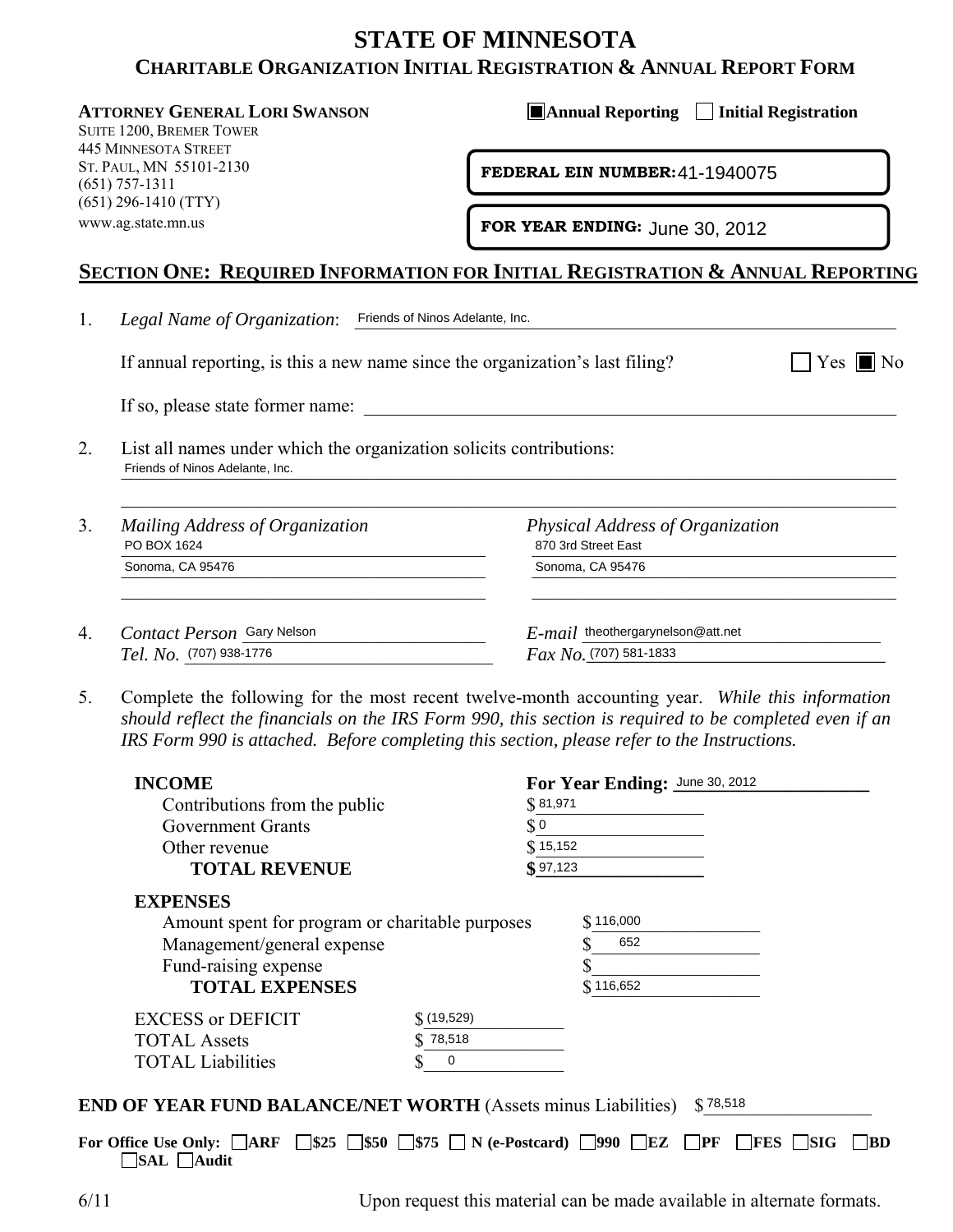# STATE OF MINNESOTA

## CHARITABLE ORGANIZATION INITIAL REGISTRATION & ANNUAL REPORT FORM

**ATTORNEY GENERAL LORI SWANSON**
SUITE 1200, BREMER TOWER
445 MINNESOTA STREET
ST. PAUL, MN 55101-2130
(651) 757-1311
(651) 296-1410 (TTY)
www.ag.state.mn.us

☒ **Annual Reporting** ☐ **Initial Registration**

**FEDERAL EIN NUMBER:** 41-1940075

**FOR YEAR ENDING:** June 30, 2012

## SECTION ONE: REQUIRED INFORMATION FOR INITIAL REGISTRATION & ANNUAL REPORTING

1. *Legal Name of Organization*: Friends of Ninos Adelante, Inc.

   If annual reporting, is this a new name since the organization's last filing? ☐ Yes ☒ No

   If so, please state former name: ______________________

2. List all names under which the organization solicits contributions:
   Friends of Ninos Adelante, Inc.

3. *Mailing Address of Organization*
   PO BOX 1624
   Sonoma, CA 95476

   *Physical Address of Organization*
   870 3rd Street East
   Sonoma, CA 95476

4. *Contact Person* Gary Nelson
   *Tel. No.* (707) 938-1776
   *E-mail* theothergarynelson@att.net
   *Fax No.* (707) 581-1833

5. Complete the following for the most recent twelve-month accounting year. *While this information should reflect the financials on the IRS Form 990, this section is required to be completed even if an IRS Form 990 is attached. Before completing this section, please refer to the Instructions.*

**INCOME** — **For Year Ending:** June 30, 2012

| | |
|---|---|
| Contributions from the public | $ 81,971 |
| Government Grants | $ 0 |
| Other revenue | $ 15,152 |
| **TOTAL REVENUE** | **$** 97,123 |

**EXPENSES**

| | |
|---|---|
| Amount spent for program or charitable purposes | $ 116,000 |
| Management/general expense | $ 652 |
| Fund-raising expense | $ |
| **TOTAL EXPENSES** | $ 116,652 |

| | |
|---|---|
| EXCESS or DEFICIT | $ (19,529) |
| TOTAL Assets | $ 78,518 |
| TOTAL Liabilities | $ 0 |

**END OF YEAR FUND BALANCE/NET WORTH** (Assets minus Liabilities) $ 78,518

**For Office Use Only:** ☐ **ARF** ☐ **$25** ☐ **$50** ☐ **$75** ☐ **N (e-Postcard)** ☐ **990** ☐ **EZ** ☐ **PF** ☐ **FES** ☐ **SIG** ☐ **BD** ☐ **SAL** ☐ **Audit**

6/11

Upon request this material can be made available in alternate formats.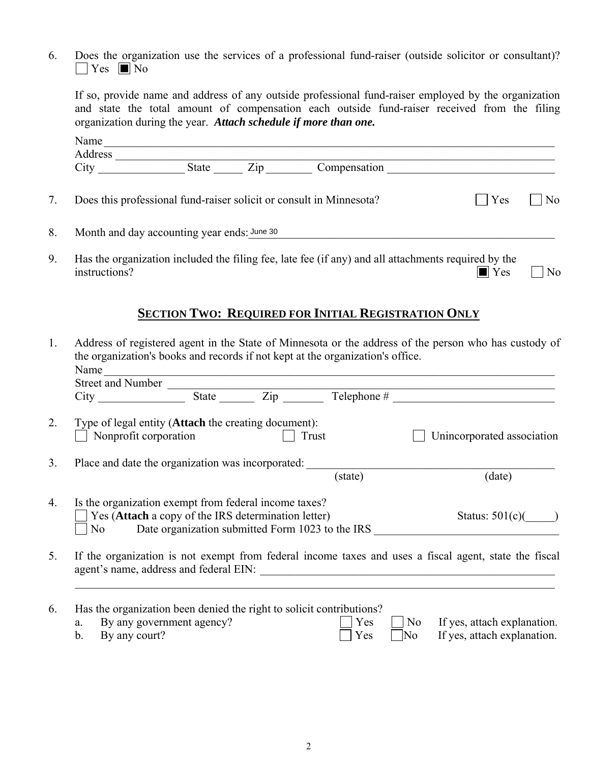6. Does the organization use the services of a professional fund-raiser (outside solicitor or consultant)?
   ☐ Yes ■ No

   If so, provide name and address of any outside professional fund-raiser employed by the organization and state the total amount of compensation each outside fund-raiser received from the filing organization during the year. ***Attach schedule if more than one.***

   Name ______________________________
   Address ______________________________
   City ____________ State _____ Zip ________ Compensation ______________________________

7. Does this professional fund-raiser solicit or consult in Minnesota? ☐ Yes ☐ No

8. Month and day accounting year ends: June 30

9. Has the organization included the filing fee, late fee (if any) and all attachments required by the instructions? ■ Yes ☐ No

## SECTION TWO: REQUIRED FOR INITIAL REGISTRATION ONLY

1. Address of registered agent in the State of Minnesota or the address of the person who has custody of the organization's books and records if not kept at the organization's office.
   Name ______________________________
   Street and Number ______________________________
   City ____________ State ______ Zip _______ Telephone # ______________________________

2. Type of legal entity (**Attach** the creating document):
   ☐ Nonprofit corporation ☐ Trust ☐ Unincorporated association

3. Place and date the organization was incorporated: ____________ (state) ____________ (date)

4. Is the organization exempt from federal income taxes?
   ☐ Yes (**Attach** a copy of the IRS determination letter) Status: 501(c)(_____)
   ☐ No Date organization submitted Form 1023 to the IRS ______________________________

5. If the organization is not exempt from federal income taxes and uses a fiscal agent, state the fiscal agent's name, address and federal EIN: ______________________________

6. Has the organization been denied the right to solicit contributions?
   a. By any government agency? ☐ Yes ☐ No If yes, attach explanation.
   b. By any court? ☐ Yes ☐ No If yes, attach explanation.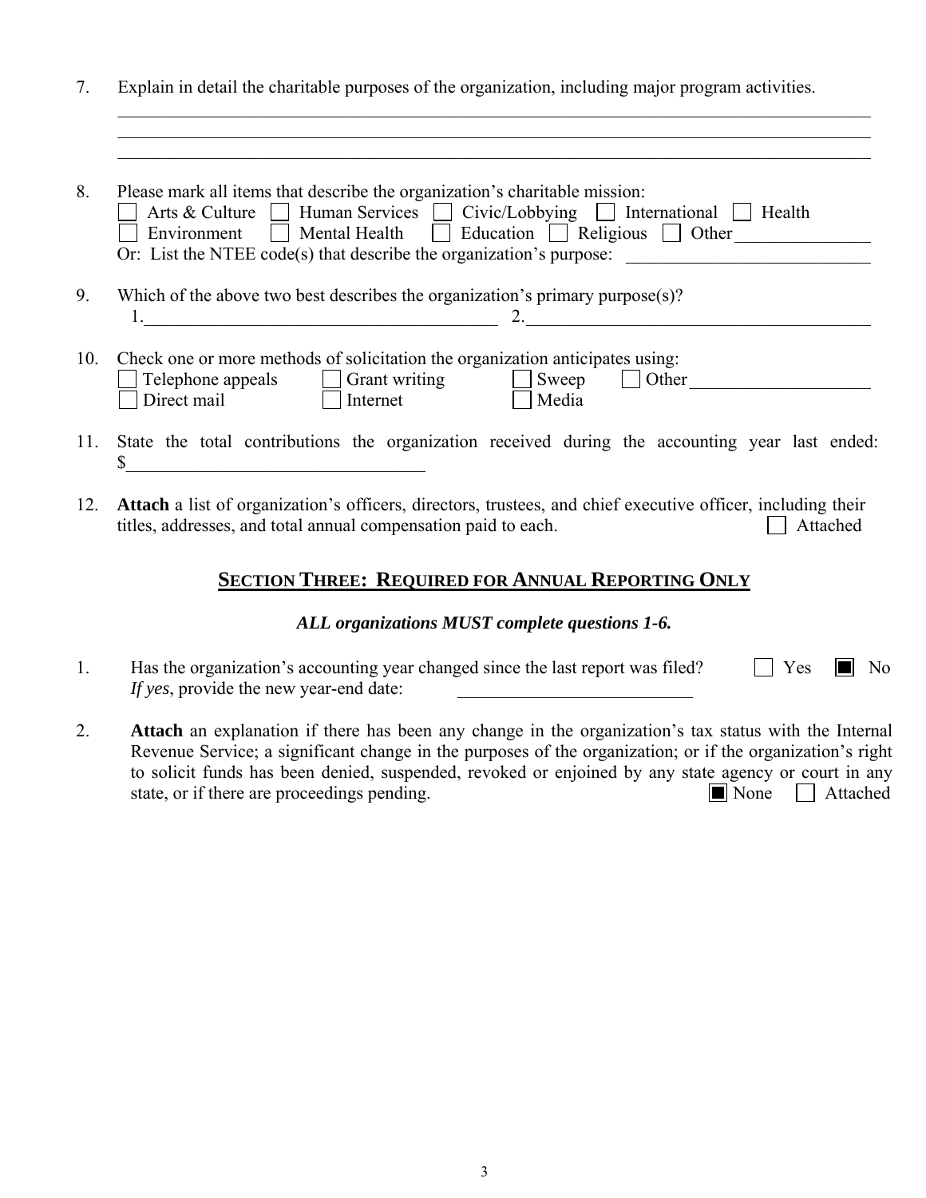7. Explain in detail the charitable purposes of the organization, including major program activities.

_______________________________________________________________________________________
_______________________________________________________________________________________
_______________________________________________________________________________________

8. Please mark all items that describe the organization's charitable mission:
   ☐ Arts & Culture ☐ Human Services ☐ Civic/Lobbying ☐ International ☐ Health
   ☐ Environment ☐ Mental Health ☐ Education ☐ Religious ☐ Other _______________
   Or: List the NTEE code(s) that describe the organization's purpose: ___________________________

9. Which of the above two best describes the organization's primary purpose(s)?
   1.________________________________________ 2.________________________________________

10. Check one or more methods of solicitation the organization anticipates using:
    ☐ Telephone appeals ☐ Grant writing ☐ Sweep ☐ Other ____________________
    ☐ Direct mail ☐ Internet ☐ Media

11. State the total contributions the organization received during the accounting year last ended: $_________________________________

12. **Attach** a list of organization's officers, directors, trustees, and chief executive officer, including their titles, addresses, and total annual compensation paid to each. ☐ Attached

## SECTION THREE: REQUIRED FOR ANNUAL REPORTING ONLY

***ALL organizations MUST complete questions 1-6.***

1. Has the organization's accounting year changed since the last report was filed? ☐ Yes ■ No
   *If yes*, provide the new year-end date: ___________________________

2. **Attach** an explanation if there has been any change in the organization's tax status with the Internal Revenue Service; a significant change in the purposes of the organization; or if the organization's right to solicit funds has been denied, suspended, revoked or enjoined by any state agency or court in any state, or if there are proceedings pending. ■ None ☐ Attached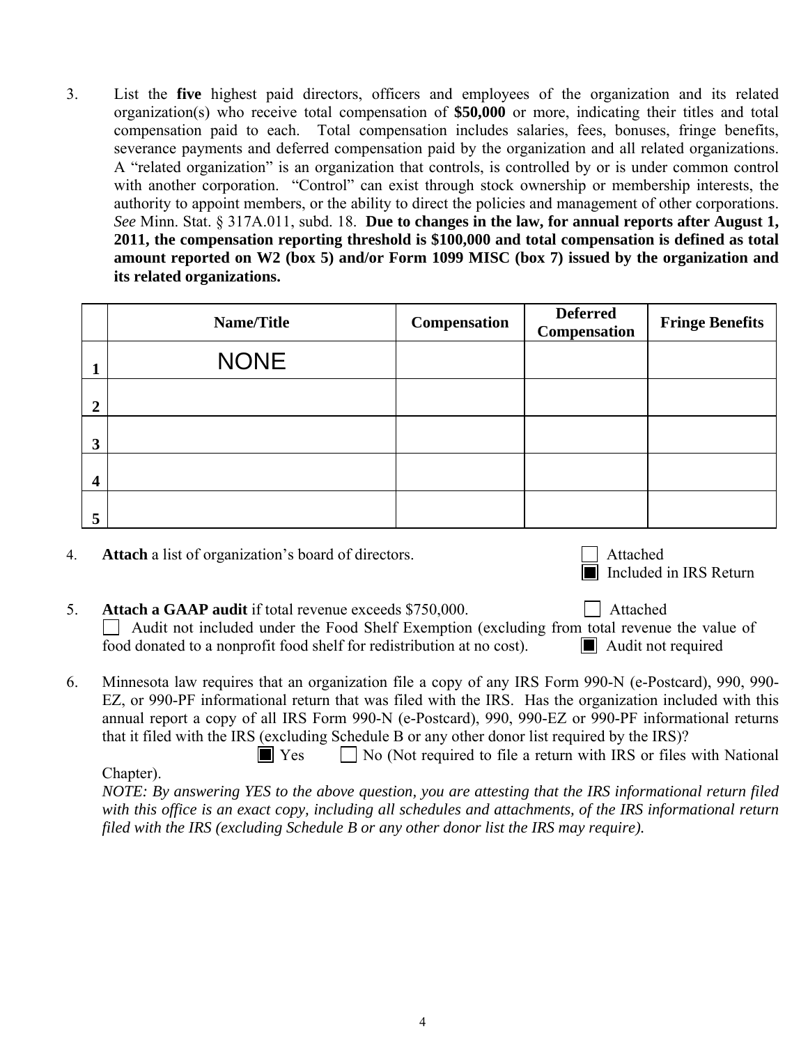3. List the **five** highest paid directors, officers and employees of the organization and its related organization(s) who receive total compensation of **$50,000** or more, indicating their titles and total compensation paid to each. Total compensation includes salaries, fees, bonuses, fringe benefits, severance payments and deferred compensation paid by the organization and all related organizations. A "related organization" is an organization that controls, is controlled by or is under common control with another corporation. "Control" can exist through stock ownership or membership interests, the authority to appoint members, or the ability to direct the policies and management of other corporations. *See* Minn. Stat. § 317A.011, subd. 18. **Due to changes in the law, for annual reports after August 1, 2011, the compensation reporting threshold is $100,000 and total compensation is defined as total amount reported on W2 (box 5) and/or Form 1099 MISC (box 7) issued by the organization and its related organizations.**

| | Name/Title | Compensation | Deferred Compensation | Fringe Benefits |
|---|---|---|---|---|
| 1 | NONE | | | |
| 2 | | | | |
| 3 | | | | |
| 4 | | | | |
| 5 | | | | |

4. **Attach** a list of organization's board of directors.
   ☐ Attached
   ■ Included in IRS Return

5. **Attach a GAAP audit** if total revenue exceeds $750,000. ☐ Attached
   ☐ Audit not included under the Food Shelf Exemption (excluding from total revenue the value of food donated to a nonprofit food shelf for redistribution at no cost). ■ Audit not required

6. Minnesota law requires that an organization file a copy of any IRS Form 990-N (e-Postcard), 990, 990-EZ, or 990-PF informational return that was filed with the IRS. Has the organization included with this annual report a copy of all IRS Form 990-N (e-Postcard), 990, 990-EZ or 990-PF informational returns that it filed with the IRS (excluding Schedule B or any other donor list required by the IRS)?
   ■ Yes ☐ No (Not required to file a return with IRS or files with National Chapter).
   *NOTE: By answering YES to the above question, you are attesting that the IRS informational return filed with this office is an exact copy, including all schedules and attachments, of the IRS informational return filed with the IRS (excluding Schedule B or any other donor list the IRS may require).*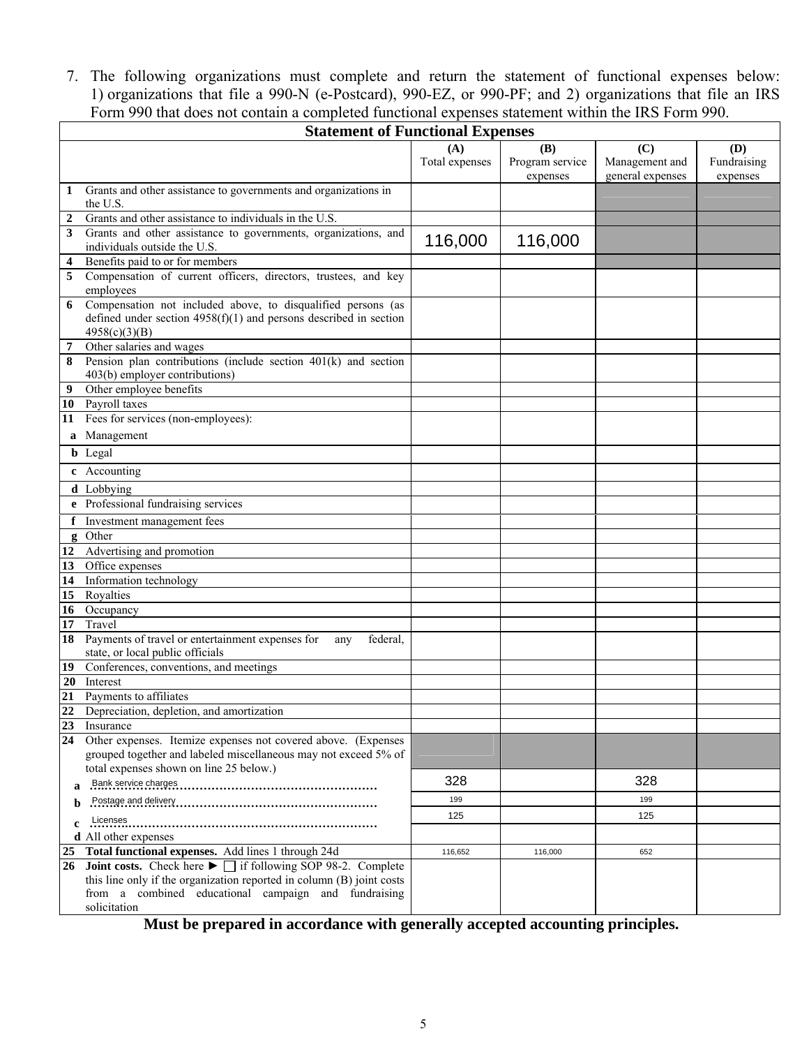7. The following organizations must complete and return the statement of functional expenses below: 1) organizations that file a 990-N (e-Postcard), 990-EZ, or 990-PF; and 2) organizations that file an IRS Form 990 that does not contain a completed functional expenses statement within the IRS Form 990.

| Statement of Functional Expenses | | | | | |
|---|---|---|---|---|---|
| | | (A) Total expenses | (B) Program service expenses | (C) Management and general expenses | (D) Fundraising expenses |
| 1 | Grants and other assistance to governments and organizations in the U.S. | | | | |
| 2 | Grants and other assistance to individuals in the U.S. | | | | |
| 3 | Grants and other assistance to governments, organizations, and individuals outside the U.S. | 116,000 | 116,000 | | |
| 4 | Benefits paid to or for members | | | | |
| 5 | Compensation of current officers, directors, trustees, and key employees | | | | |
| 6 | Compensation not included above, to disqualified persons (as defined under section 4958(f)(1) and persons described in section 4958(c)(3)(B) | | | | |
| 7 | Other salaries and wages | | | | |
| 8 | Pension plan contributions (include section 401(k) and section 403(b) employer contributions) | | | | |
| 9 | Other employee benefits | | | | |
| 10 | Payroll taxes | | | | |
| 11 | Fees for services (non-employees): | | | | |
| a | Management | | | | |
| b | Legal | | | | |
| c | Accounting | | | | |
| d | Lobbying | | | | |
| e | Professional fundraising services | | | | |
| f | Investment management fees | | | | |
| g | Other | | | | |
| 12 | Advertising and promotion | | | | |
| 13 | Office expenses | | | | |
| 14 | Information technology | | | | |
| 15 | Royalties | | | | |
| 16 | Occupancy | | | | |
| 17 | Travel | | | | |
| 18 | Payments of travel or entertainment expenses for any federal, state, or local public officials | | | | |
| 19 | Conferences, conventions, and meetings | | | | |
| 20 | Interest | | | | |
| 21 | Payments to affiliates | | | | |
| 22 | Depreciation, depletion, and amortization | | | | |
| 23 | Insurance | | | | |
| 24 | Other expenses. Itemize expenses not covered above. (Expenses grouped together and labeled miscellaneous may not exceed 5% of total expenses shown on line 25 below.) | | | | |
| a | Bank service charges | 328 | | 328 | |
| b | Postage and delivery | 199 | | 199 | |
| c | Licenses | 125 | | 125 | |
| d | All other expenses | | | | |
| 25 | **Total functional expenses.** Add lines 1 through 24d | 116,652 | 116,000 | 652 | |
| 26 | **Joint costs.** Check here ► ☐ if following SOP 98-2. Complete this line only if the organization reported in column (B) joint costs from a combined educational campaign and fundraising solicitation | | | | |

**Must be prepared in accordance with generally accepted accounting principles.**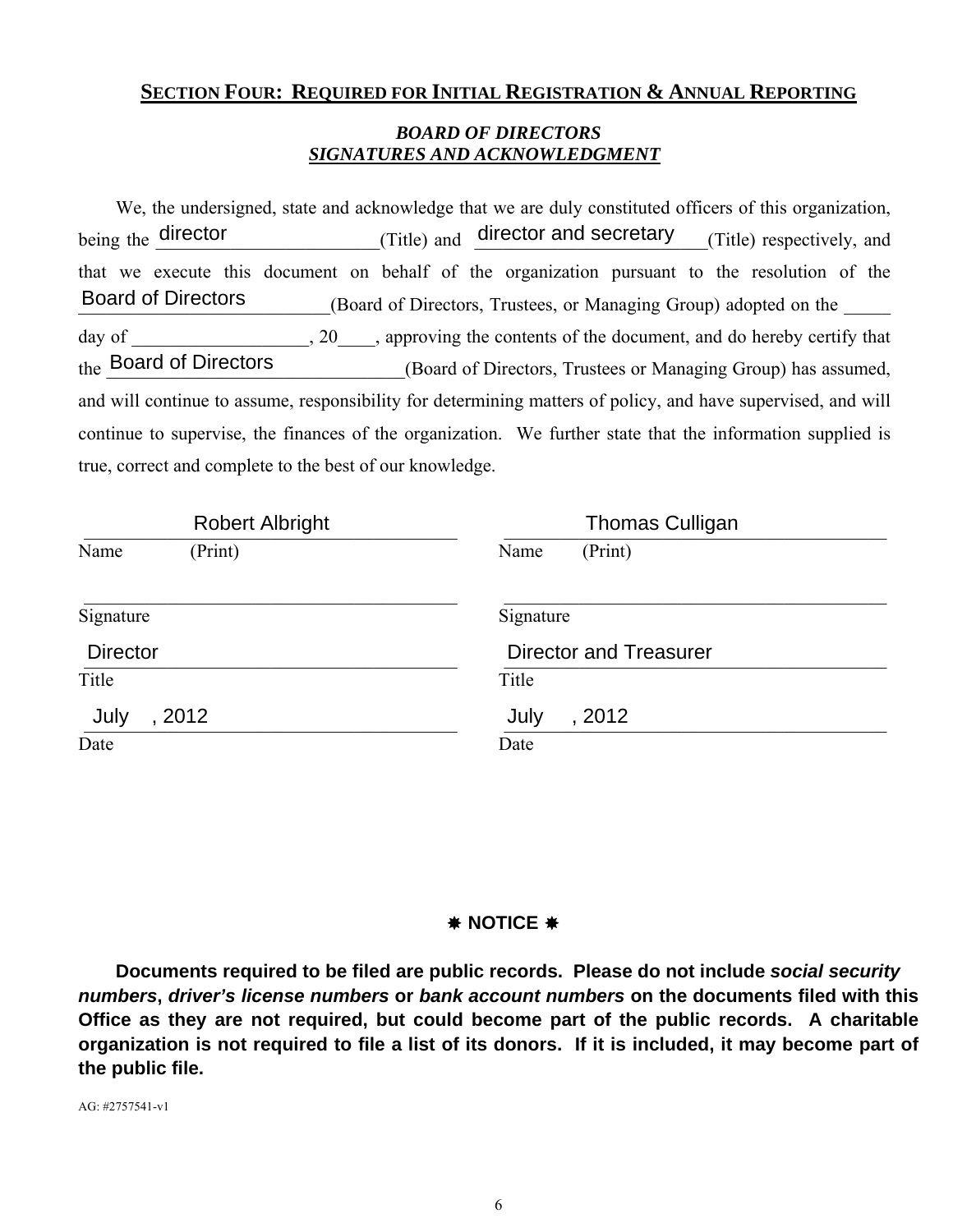## SECTION FOUR: REQUIRED FOR INITIAL REGISTRATION & ANNUAL REPORTING

***BOARD OF DIRECTORS***
***SIGNATURES AND ACKNOWLEDGMENT***

We, the undersigned, state and acknowledge that we are duly constituted officers of this organization, being the director (Title) and director and secretary (Title) respectively, and that we execute this document on behalf of the organization pursuant to the resolution of the Board of Directors (Board of Directors, Trustees, or Managing Group) adopted on the _____ day of ___________________, 20____, approving the contents of the document, and do hereby certify that the Board of Directors (Board of Directors, Trustees or Managing Group) has assumed, and will continue to assume, responsibility for determining matters of policy, and have supervised, and will continue to supervise, the finances of the organization. We further state that the information supplied is true, correct and complete to the best of our knowledge.

| | |
|---|---|
| Robert Albright | Thomas Culligan |
| Name (Print) | Name (Print) |
| | |
| Signature | Signature |
| Director | Director and Treasurer |
| Title | Title |
| July , 2012 | July , 2012 |
| Date | Date |

**✷ NOTICE ✷**

**Documents required to be filed are public records. Please do not include *social security numbers*, *driver's license numbers* or *bank account numbers* on the documents filed with this Office as they are not required, but could become part of the public records. A charitable organization is not required to file a list of its donors. If it is included, it may become part of the public file.**

AG: #2757541-v1